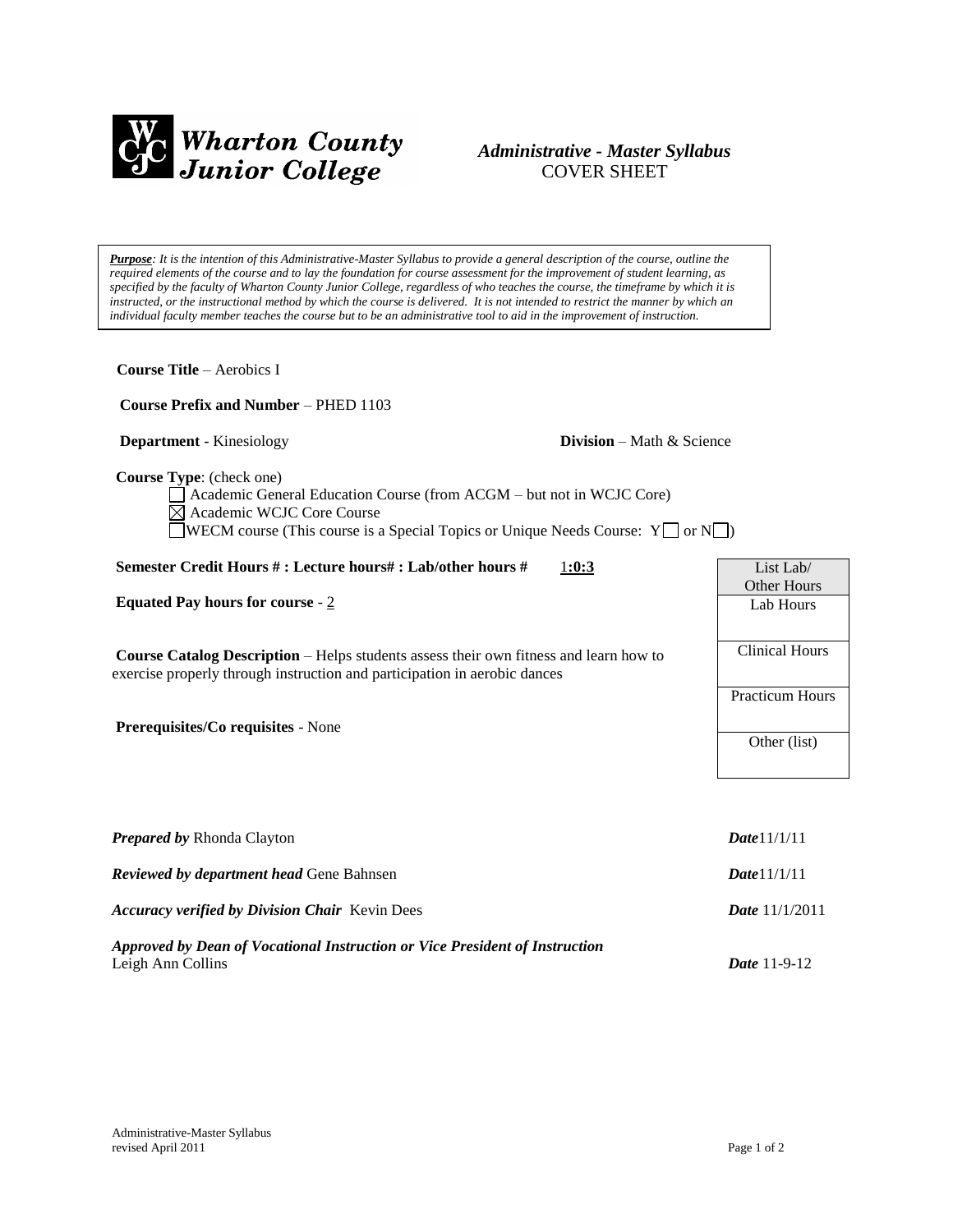# Wharton County Junior College

## *Administrative - Master Syllabus*
COVER SHEET

*__Purpose__: It is the intention of this Administrative-Master Syllabus to provide a general description of the course, outline the required elements of the course and to lay the foundation for course assessment for the improvement of student learning, as specified by the faculty of Wharton County Junior College, regardless of who teaches the course, the timeframe by which it is instructed, or the instructional method by which the course is delivered. It is not intended to restrict the manner by which an individual faculty member teaches the course but to be an administrative tool to aid in the improvement of instruction.*

**Course Title** – Aerobics I

**Course Prefix and Number** – PHED 1103

**Department** - Kinesiology **Division** – Math & Science

**Course Type**: (check one)

☐ Academic General Education Course (from ACGM – but not in WCJC Core)
☒ Academic WCJC Core Course
☐ WECM course (This course is a Special Topics or Unique Needs Course: Y☐ or N☐)

**Semester Credit Hours # : Lecture hours# : Lab/other hours #** 1:0:3

**Equated Pay hours for course** - 2

**Course Catalog Description** – Helps students assess their own fitness and learn how to exercise properly through instruction and participation in aerobic dances

**Prerequisites/Co requisites** - None

| List Lab/ Other Hours |
|---|
| Lab Hours |
| Clinical Hours |
| Practicum Hours |
| Other (list) |

*__Prepared by__* Rhonda Clayton *__Date__* 11/1/11

*__Reviewed by department head__* Gene Bahnsen *__Date__* 11/1/11

*__Accuracy verified by Division Chair__* Kevin Dees *__Date__* 11/1/2011

*__Approved by Dean of Vocational Instruction or Vice President of Instruction__*
Leigh Ann Collins *__Date__* 11-9-12

Administrative-Master Syllabus
revised April 2011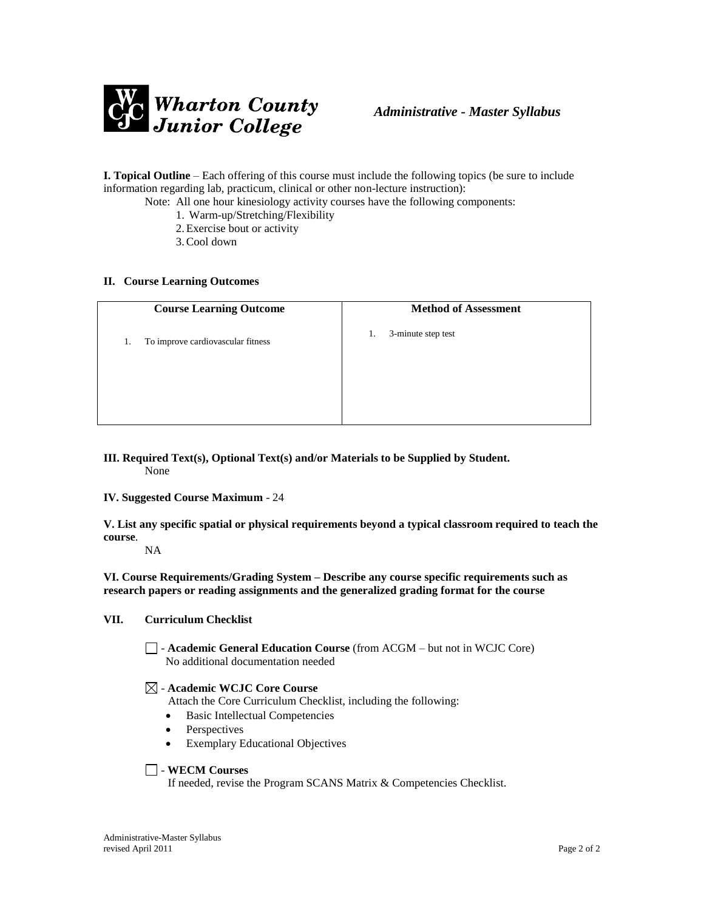**Wharton County Junior College** *Administrative - Master Syllabus*

**I. Topical Outline** – Each offering of this course must include the following topics (be sure to include information regarding lab, practicum, clinical or other non-lecture instruction):

Note: All one hour kinesiology activity courses have the following components:

1. Warm-up/Stretching/Flexibility
2. Exercise bout or activity
3. Cool down

**II. Course Learning Outcomes**

| Course Learning Outcome | Method of Assessment |
| --- | --- |
| 1. To improve cardiovascular fitness | 1. 3-minute step test |

**III. Required Text(s), Optional Text(s) and/or Materials to be Supplied by Student.**

None

**IV. Suggested Course Maximum** - 24

**V. List any specific spatial or physical requirements beyond a typical classroom required to teach the course**.

NA

**VI. Course Requirements/Grading System – Describe any course specific requirements such as research papers or reading assignments and the generalized grading format for the course**

**VII. Curriculum Checklist**

☐ - **Academic General Education Course** (from ACGM – but not in WCJC Core)
No additional documentation needed

☒ - **Academic WCJC Core Course**
Attach the Core Curriculum Checklist, including the following:

- Basic Intellectual Competencies
- Perspectives
- Exemplary Educational Objectives

☐ - **WECM Courses**
If needed, revise the Program SCANS Matrix & Competencies Checklist.

Administrative-Master Syllabus
revised April 2011